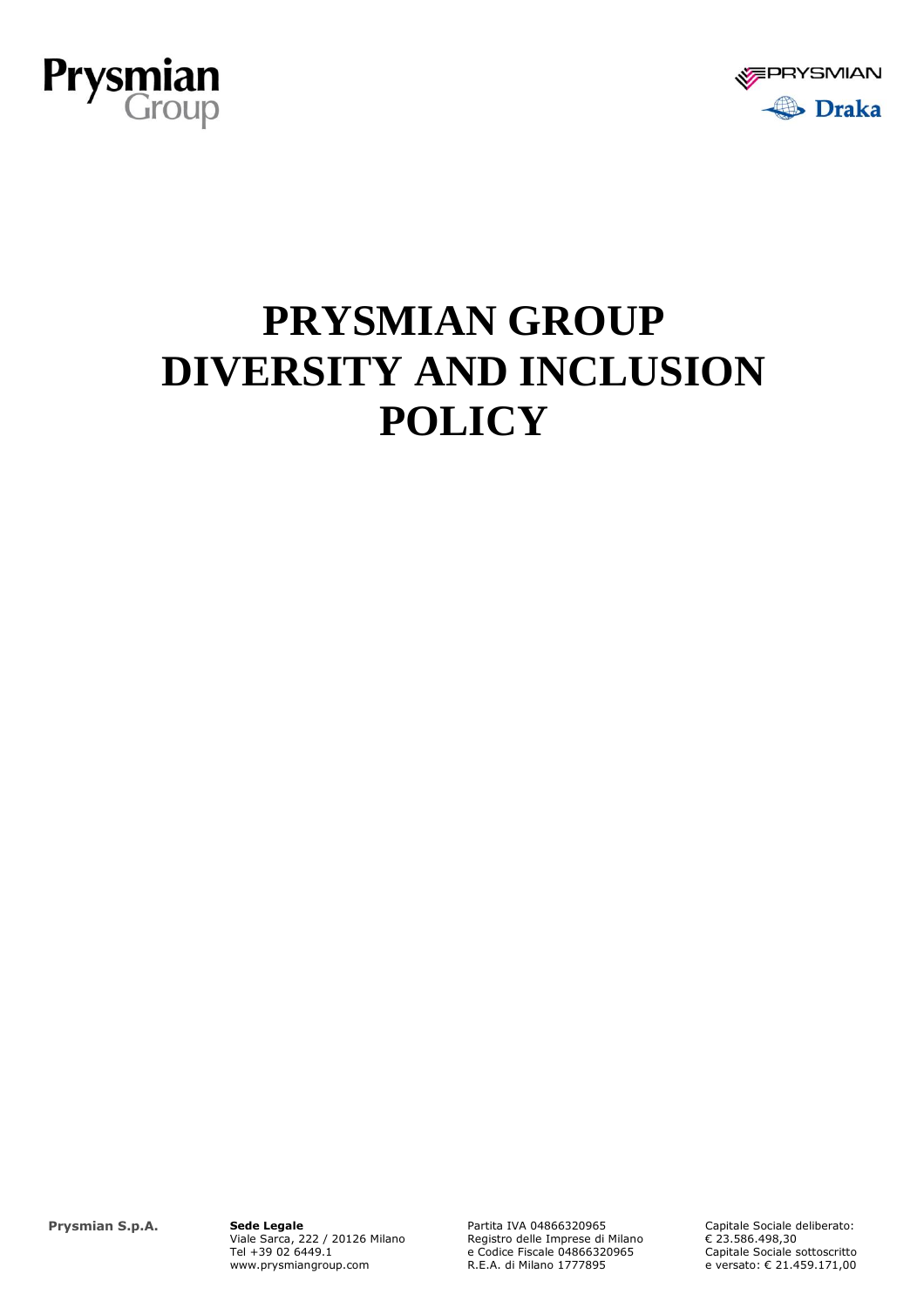# PRYSMIAN GROUP DIVERSITY AND INCLUSION POLICY

**Prysmian S.p.A.**

**Sede Legale**
Viale Sarca, 222 / 20126 Milano
Tel +39 02 6449.1
www.prysmiangroup.com

Partita IVA 04866320965
Registro delle Imprese di Milano
e Codice Fiscale 04866320965
R.E.A. di Milano 1777895

Capitale Sociale deliberato:
€ 23.586.498,30
Capitale Sociale sottoscritto
e versato: € 21.459.171,00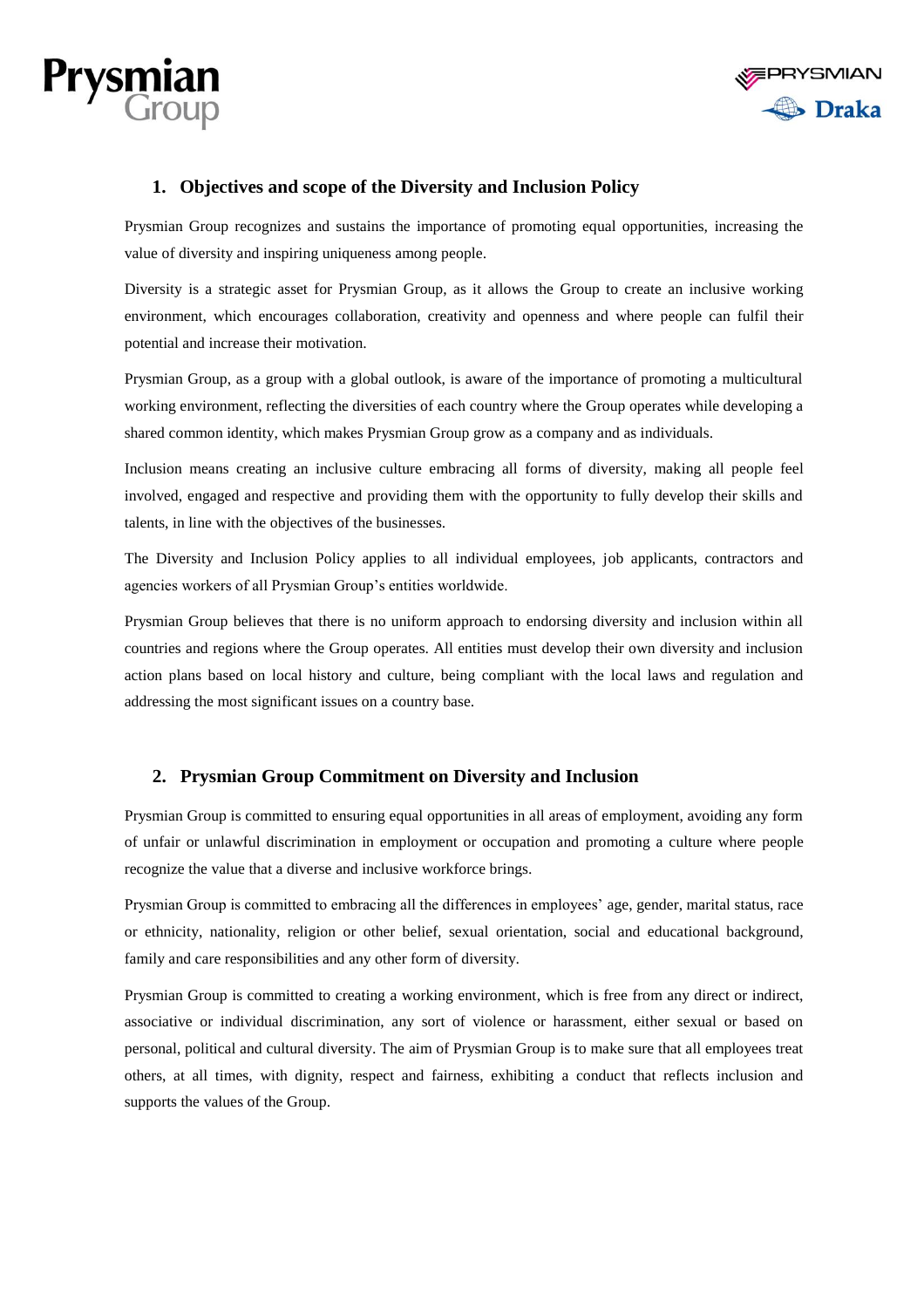## 1. Objectives and scope of the Diversity and Inclusion Policy

Prysmian Group recognizes and sustains the importance of promoting equal opportunities, increasing the value of diversity and inspiring uniqueness among people.

Diversity is a strategic asset for Prysmian Group, as it allows the Group to create an inclusive working environment, which encourages collaboration, creativity and openness and where people can fulfil their potential and increase their motivation.

Prysmian Group, as a group with a global outlook, is aware of the importance of promoting a multicultural working environment, reflecting the diversities of each country where the Group operates while developing a shared common identity, which makes Prysmian Group grow as a company and as individuals.

Inclusion means creating an inclusive culture embracing all forms of diversity, making all people feel involved, engaged and respective and providing them with the opportunity to fully develop their skills and talents, in line with the objectives of the businesses.

The Diversity and Inclusion Policy applies to all individual employees, job applicants, contractors and agencies workers of all Prysmian Group's entities worldwide.

Prysmian Group believes that there is no uniform approach to endorsing diversity and inclusion within all countries and regions where the Group operates. All entities must develop their own diversity and inclusion action plans based on local history and culture, being compliant with the local laws and regulation and addressing the most significant issues on a country base.

## 2. Prysmian Group Commitment on Diversity and Inclusion

Prysmian Group is committed to ensuring equal opportunities in all areas of employment, avoiding any form of unfair or unlawful discrimination in employment or occupation and promoting a culture where people recognize the value that a diverse and inclusive workforce brings.

Prysmian Group is committed to embracing all the differences in employees' age, gender, marital status, race or ethnicity, nationality, religion or other belief, sexual orientation, social and educational background, family and care responsibilities and any other form of diversity.

Prysmian Group is committed to creating a working environment, which is free from any direct or indirect, associative or individual discrimination, any sort of violence or harassment, either sexual or based on personal, political and cultural diversity. The aim of Prysmian Group is to make sure that all employees treat others, at all times, with dignity, respect and fairness, exhibiting a conduct that reflects inclusion and supports the values of the Group.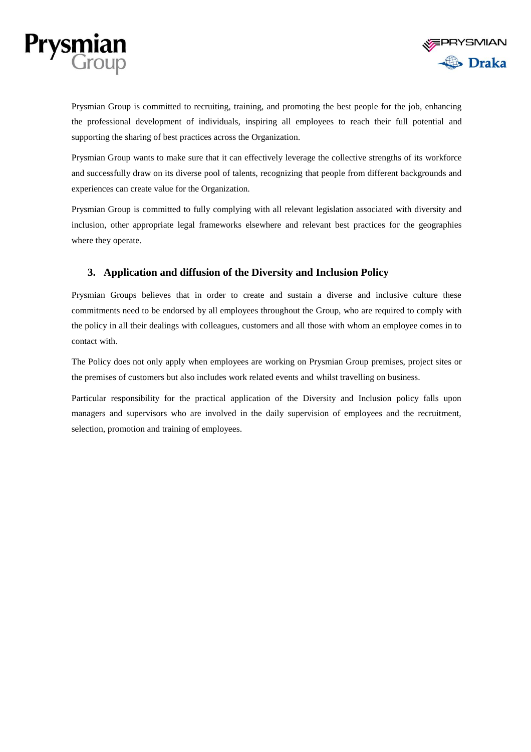Prysmian Group is committed to recruiting, training, and promoting the best people for the job, enhancing the professional development of individuals, inspiring all employees to reach their full potential and supporting the sharing of best practices across the Organization.

Prysmian Group wants to make sure that it can effectively leverage the collective strengths of its workforce and successfully draw on its diverse pool of talents, recognizing that people from different backgrounds and experiences can create value for the Organization.

Prysmian Group is committed to fully complying with all relevant legislation associated with diversity and inclusion, other appropriate legal frameworks elsewhere and relevant best practices for the geographies where they operate.

## 3. Application and diffusion of the Diversity and Inclusion Policy

Prysmian Groups believes that in order to create and sustain a diverse and inclusive culture these commitments need to be endorsed by all employees throughout the Group, who are required to comply with the policy in all their dealings with colleagues, customers and all those with whom an employee comes in to contact with.

The Policy does not only apply when employees are working on Prysmian Group premises, project sites or the premises of customers but also includes work related events and whilst travelling on business.

Particular responsibility for the practical application of the Diversity and Inclusion policy falls upon managers and supervisors who are involved in the daily supervision of employees and the recruitment, selection, promotion and training of employees.